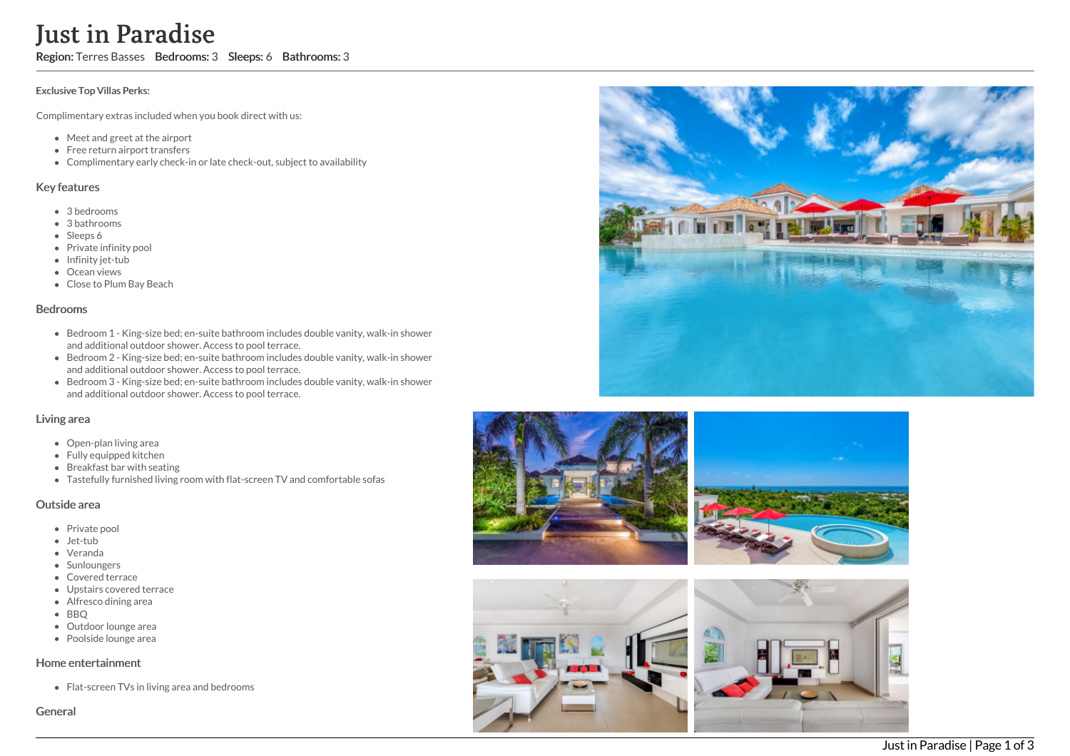# Just in Paradise

**Region:** Terres Basses **Bedrooms:** 3 **Sleeps:** 6 **Bathrooms:** 3

**Exclusive Top Villas Perks:**

Complimentary extras included when you book direct with us:

- Meet and greet at the airport
- Free return airport transfers
- Complimentary early check-in or late check-out, subject to availability

## Key features

- 3 bedrooms
- 3 bathrooms
- Sleeps 6
- Private infinity pool
- Infinity jet-tub
- Ocean views
- Close to Plum Bay Beach

## Bedrooms

- Bedroom 1 - King-size bed; en-suite bathroom includes double vanity, walk-in shower and additional outdoor shower. Access to pool terrace.
- Bedroom 2 - King-size bed; en-suite bathroom includes double vanity, walk-in shower and additional outdoor shower. Access to pool terrace.
- Bedroom 3 - King-size bed; en-suite bathroom includes double vanity, walk-in shower and additional outdoor shower. Access to pool terrace.

## Living area

- Open-plan living area
- Fully equipped kitchen
- Breakfast bar with seating
- Tastefully furnished living room with flat-screen TV and comfortable sofas

## Outside area

- Private pool
- Jet-tub
- Veranda
- Sunloungers
- Covered terrace
- Upstairs covered terrace
- Alfresco dining area
- BBQ
- Outdoor lounge area
- Poolside lounge area

## Home entertainment

- Flat-screen TVs in living area and bedrooms

## General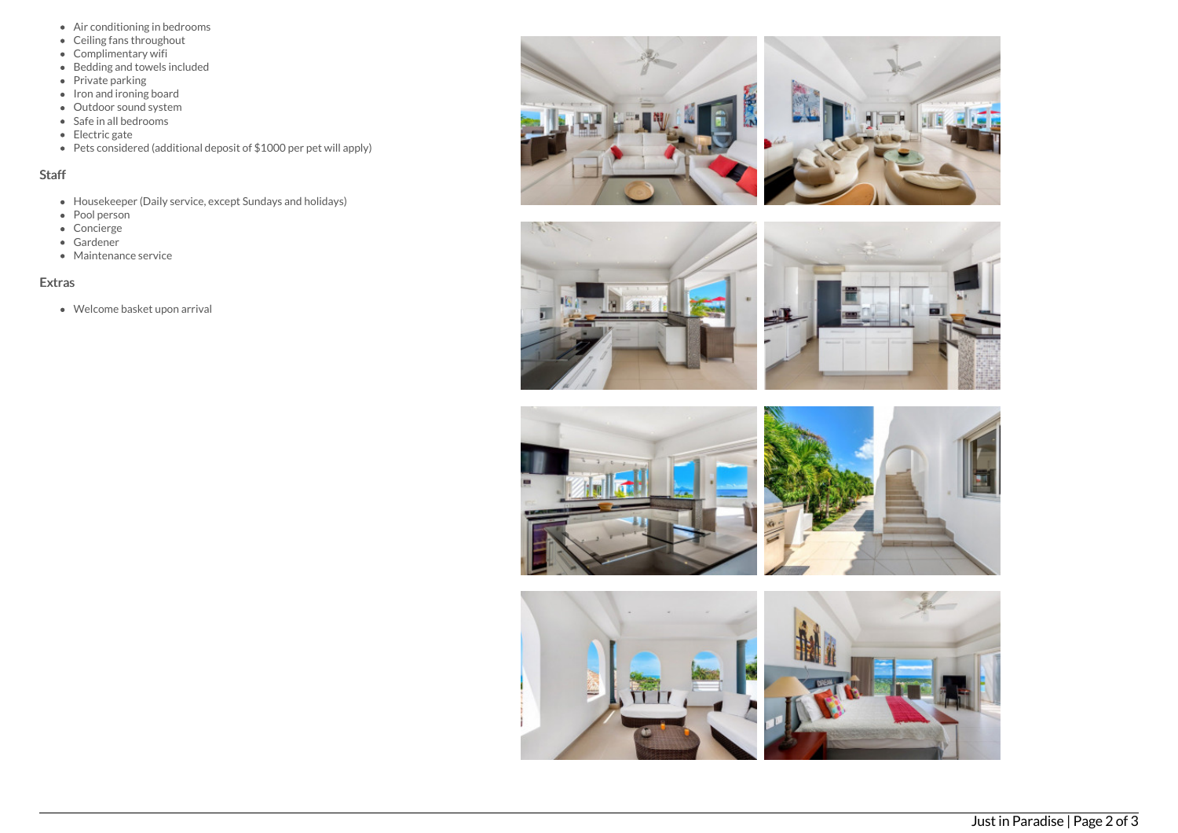- Air conditioning in bedrooms
- Ceiling fans throughout
- Complimentary wifi
- Bedding and towels included
- Private parking
- Iron and ironing board
- Outdoor sound system
- Safe in all bedrooms
- Electric gate
- Pets considered (additional deposit of $1000 per pet will apply)

## Staff

- Housekeeper (Daily service, except Sundays and holidays)
- Pool person
- Concierge
- Gardener
- Maintenance service

## Extras

- Welcome basket upon arrival